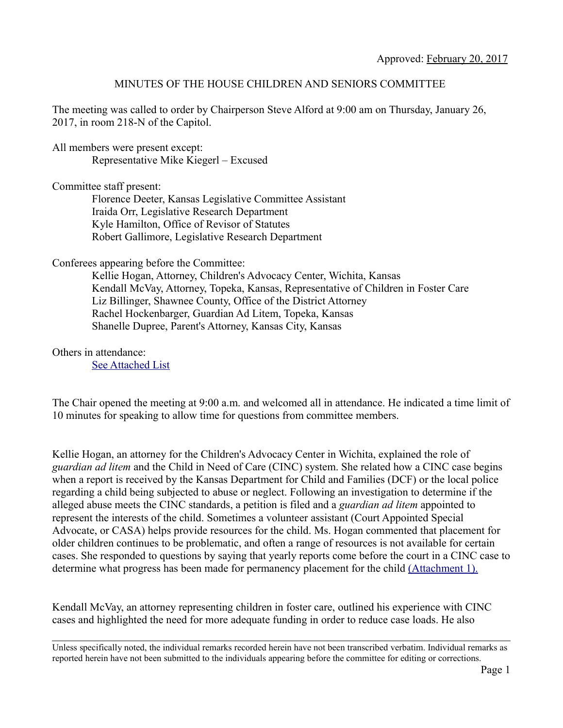Approved: February 20, 2017

MINUTES OF THE HOUSE CHILDREN AND SENIORS COMMITTEE

The meeting was called to order by Chairperson Steve Alford at 9:00 am on Thursday, January 26, 2017, in room 218-N of the Capitol.

All members were present except:

Representative Mike Kiegerl – Excused

Committee staff present:

Florence Deeter, Kansas Legislative Committee Assistant
Iraida Orr, Legislative Research Department
Kyle Hamilton, Office of Revisor of Statutes
Robert Gallimore, Legislative Research Department

Conferees appearing before the Committee:

Kellie Hogan, Attorney, Children's Advocacy Center, Wichita, Kansas
Kendall McVay, Attorney, Topeka, Kansas, Representative of Children in Foster Care
Liz Billinger, Shawnee County, Office of the District Attorney
Rachel Hockenbarger, Guardian Ad Litem, Topeka, Kansas
Shanelle Dupree, Parent's Attorney, Kansas City, Kansas

Others in attendance:

See Attached List

The Chair opened the meeting at 9:00 a.m. and welcomed all in attendance. He indicated a time limit of 10 minutes for speaking to allow time for questions from committee members.

Kellie Hogan, an attorney for the Children's Advocacy Center in Wichita, explained the role of *guardian ad litem* and the Child in Need of Care (CINC) system. She related how a CINC case begins when a report is received by the Kansas Department for Child and Families (DCF) or the local police regarding a child being subjected to abuse or neglect. Following an investigation to determine if the alleged abuse meets the CINC standards, a petition is filed and a *guardian ad litem* appointed to represent the interests of the child. Sometimes a volunteer assistant (Court Appointed Special Advocate, or CASA) helps provide resources for the child. Ms. Hogan commented that placement for older children continues to be problematic, and often a range of resources is not available for certain cases. She responded to questions by saying that yearly reports come before the court in a CINC case to determine what progress has been made for permanency placement for the child (Attachment 1).

Kendall McVay, an attorney representing children in foster care, outlined his experience with CINC cases and highlighted the need for more adequate funding in order to reduce case loads. He also

---

Unless specifically noted, the individual remarks recorded herein have not been transcribed verbatim. Individual remarks as reported herein have not been submitted to the individuals appearing before the committee for editing or corrections.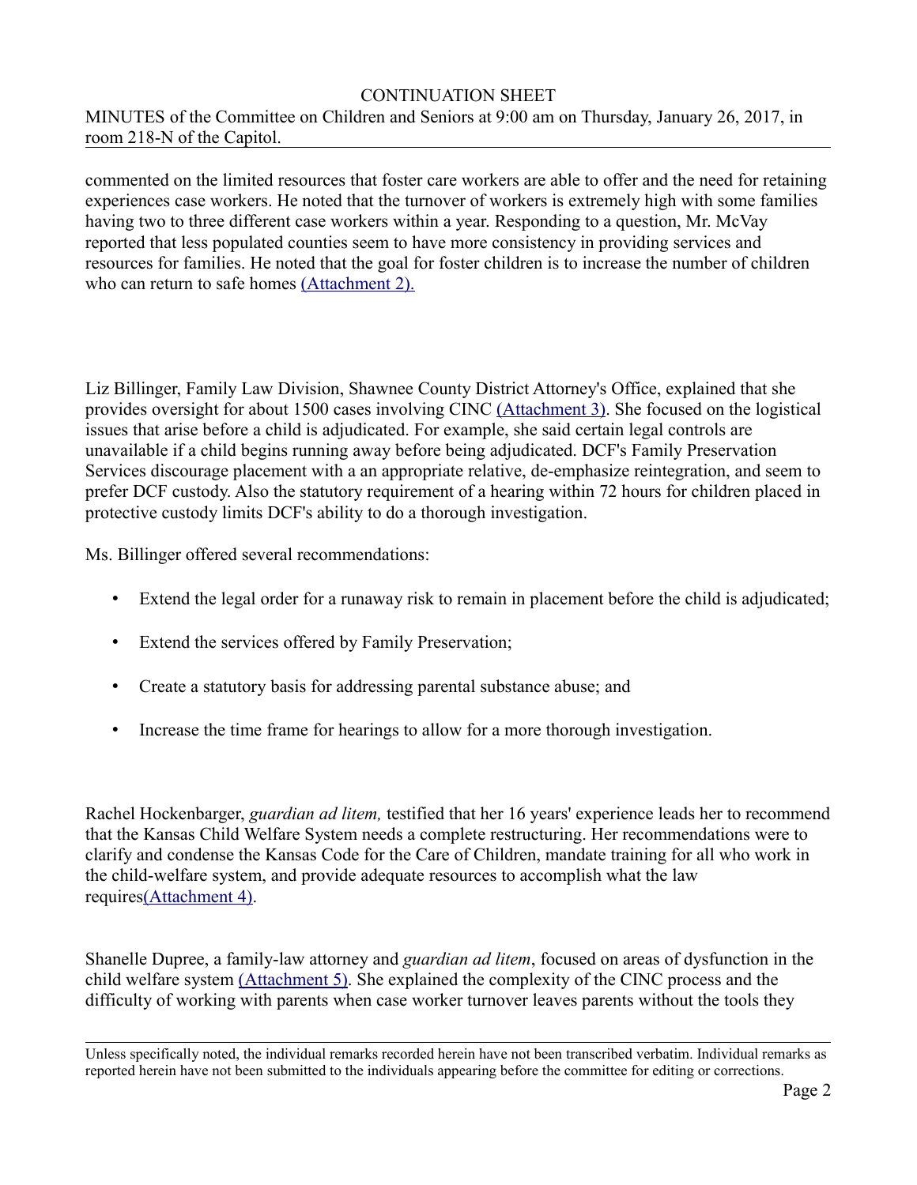commented on the limited resources that foster care workers are able to offer and the need for retaining experiences case workers. He noted that the turnover of workers is extremely high with some families having two to three different case workers within a year. Responding to a question, Mr. McVay reported that less populated counties seem to have more consistency in providing services and resources for families. He noted that the goal for foster children is to increase the number of children who can return to safe homes (Attachment 2).

Liz Billinger, Family Law Division, Shawnee County District Attorney's Office, explained that she provides oversight for about 1500 cases involving CINC (Attachment 3). She focused on the logistical issues that arise before a child is adjudicated. For example, she said certain legal controls are unavailable if a child begins running away before being adjudicated. DCF's Family Preservation Services discourage placement with a an appropriate relative, de-emphasize reintegration, and seem to prefer DCF custody. Also the statutory requirement of a hearing within 72 hours for children placed in protective custody limits DCF's ability to do a thorough investigation.

Ms. Billinger offered several recommendations:

- Extend the legal order for a runaway risk to remain in placement before the child is adjudicated;
- Extend the services offered by Family Preservation;
- Create a statutory basis for addressing parental substance abuse; and
- Increase the time frame for hearings to allow for a more thorough investigation.

Rachel Hockenbarger, *guardian ad litem,* testified that her 16 years' experience leads her to recommend that the Kansas Child Welfare System needs a complete restructuring. Her recommendations were to clarify and condense the Kansas Code for the Care of Children, mandate training for all who work in the child-welfare system, and provide adequate resources to accomplish what the law requires(Attachment 4).

Shanelle Dupree, a family-law attorney and *guardian ad litem*, focused on areas of dysfunction in the child welfare system (Attachment 5). She explained the complexity of the CINC process and the difficulty of working with parents when case worker turnover leaves parents without the tools they

Unless specifically noted, the individual remarks recorded herein have not been transcribed verbatim. Individual remarks as reported herein have not been submitted to the individuals appearing before the committee for editing or corrections.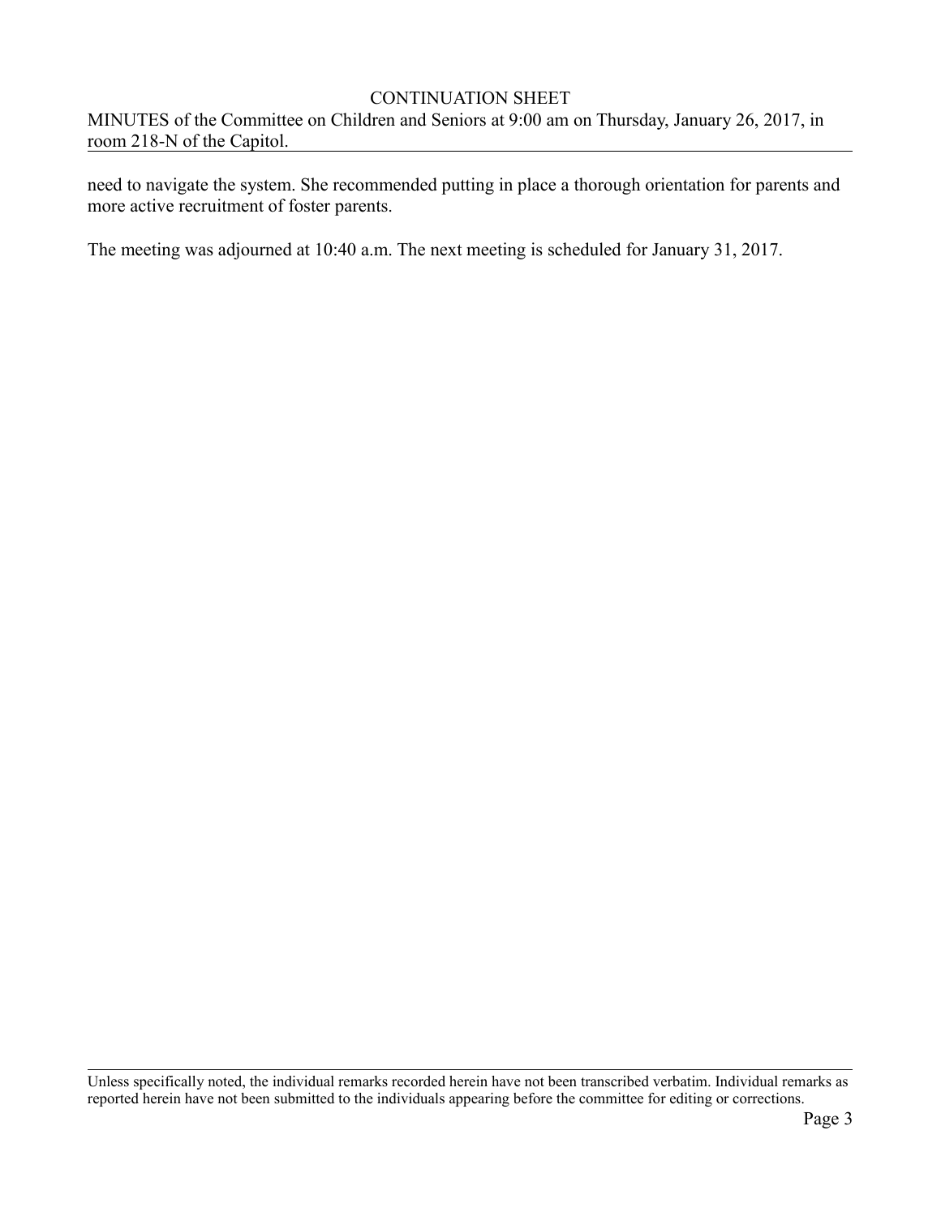need to navigate the system. She recommended putting in place a thorough orientation for parents and more active recruitment of foster parents.

The meeting was adjourned at 10:40 a.m. The next meeting is scheduled for January 31, 2017.